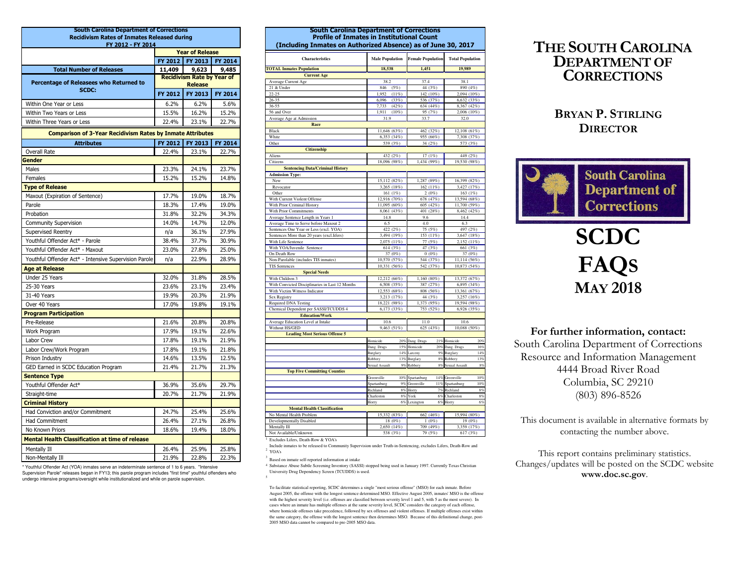## South Carolina Department of Corrections
### Recidivism Rates of Inmates Released during FY 2012 - FY 2014

| | Year of Release | | |
|---|---|---|---|
| | FY 2012 | FY 2013 | FY 2014 |
| **Total Number of Releases** | 11,409 | 9,623 | 9,485 |
| **Percentage of Releasees who Returned to SCDC:** | Recidivism Rate by Year of Release | | |
| | FY 2012 | FY 2013 | FY 2014 |
| Within One Year or Less | 6.2% | 6.2% | 5.6% |
| Within Two Years or Less | 15.5% | 16.2% | 15.2% |
| Within Three Years or Less | 22.4% | 23.1% | 22.7% |

### Comparison of 3-Year Recidivism Rates by Inmate Attributes

| Attributes | FY 2012 | FY 2013 | FY 2014 |
|---|---|---|---|
| Overall Rate | 22.4% | 23.1% | 22.7% |
| **Gender** | | | |
| Males | 23.3% | 24.1% | 23.7% |
| Females | 15.2% | 15.2% | 14.8% |
| **Type of Release** | | | |
| Maxout (Expiration of Sentence) | 17.7% | 19.0% | 18.7% |
| Parole | 18.3% | 17.4% | 19.0% |
| Probation | 31.8% | 32.2% | 34.3% |
| Community Supervision | 14.0% | 14.7% | 12.0% |
| Supervised Reentry | n/a | 36.1% | 27.9% |
| Youthful Offender Act* - Parole | 38.4% | 37.7% | 30.9% |
| Youthful Offender Act* - Maxout | 23.0% | 27.8% | 25.0% |
| Youthful Offender Act* - Intensive Supervision Parole | n/a | 22.9% | 28.9% |
| **Age at Release** | | | |
| Under 25 Years | 32.0% | 31.8% | 28.5% |
| 25-30 Years | 23.6% | 23.1% | 23.4% |
| 31-40 Years | 19.9% | 20.3% | 21.9% |
| Over 40 Years | 17.0% | 19.8% | 19.1% |
| **Program Participation** | | | |
| Pre-Release | 21.6% | 20.8% | 20.8% |
| Work Program | 17.9% | 19.1% | 22.6% |
| Labor Crew | 17.8% | 19.1% | 21.9% |
| Labor Crew/Work Program | 17.8% | 19.1% | 21.8% |
| Prison Industry | 14.6% | 13.5% | 12.5% |
| GED Earned in SCDC Education Program | 21.4% | 21.7% | 21.3% |
| **Sentence Type** | | | |
| Youthful Offender Act* | 36.9% | 35.6% | 29.7% |
| Straight-time | 20.7% | 21.7% | 21.9% |
| **Criminal History** | | | |
| Had Conviction and/or Commitment | 24.7% | 25.4% | 25.6% |
| Had Commitment | 26.4% | 27.1% | 26.8% |
| No Known Priors | 18.6% | 19.4% | 18.0% |
| **Mental Health Classification at time of release** | | | |
| Mentally Ill | 26.4% | 25.9% | 25.8% |
| Non-Mentally Ill | 21.9% | 22.8% | 22.3% |

* Youthful Offender Act (YOA) inmates serve an indeterminate sentence of 1 to 6 years. "Intensive Supervision Parole" releases began in FY13; this parole program includes "first time" youthful offenders who undergo intensive programs/oversight while institutionalized and while on parole supervision.

## South Carolina Department of Corrections
### Profile of Inmates in Institutional Count
### (Including Inmates on Authorized Absence) as of June 30, 2017

| Characteristics | Male Population | Female Population | Total Population |
|---|---|---|---|
| **TOTAL Inmates Population** | 18,538 | 1,451 | 19,989 |
| **Current Age** | | | |
| Average Current Age | 38.2 | 37.4 | 38.1 |
| 21 & Under | 846 (5%) | 44 (3%) | 890 (4%) |
| 22-25 | 1,952 (11%) | 142 (10%) | 2,094 (10%) |
| 26-35 | 6,096 (33%) | 536 (37%) | 6,632 (33%) |
| 36-55 | 7,733 (42%) | 634 (44%) | 8,367 (42%) |
| 56 and Over | 1,911 (10%) | 95 (7%) | 2,006 (10%) |
| Average Age at Admission | 31.9 | 33.7 | 32.0 |
| **Race** | | | |
| Black | 11,646 (63%) | 462 (32%) | 12,108 (61%) |
| White | 6,353 (34%) | 955 (66%) | 7,308 (37%) |
| Other | 539 (3%) | 34 (2%) | 573 (3%) |
| **Citizenship** | | | |
| Aliens | 432 (2%) | 17 (1%) | 449 (2%) |
| Citizens | 18,096 (98%) | 1,434 (99%) | 19,530 (98%) |
| **Sentencing Data/Criminal History** | | | |
| **Admission Type:** | | | |
| New | 15,112 (82%) | 1,287 (89%) | 16,399 (82%) |
| Revocator | 3,265 (18%) | 162 (11%) | 3,427 (17%) |
| Other | 161 (1%) | 2 (0%) | 163 (1%) |
| With Current Violent Offense | 12,916 (70%) | 678 (47%) | 13,594 (68%) |
| With Prior Criminal History | 11,095 (60%) | 605 (42%) | 11,700 (59%) |
| With Prior Commitments | 8,061 (43%) | 401 (28%) | 8,462 (42%) |
| Average Sentence Length in Years 1 | 14.8 | 9.6 | 14.4 |
| Average Time to Serve before Maxout 2 | 6.5 | 4.0 | 6.3 |
| Sentences One Year or Less (excl. YOA) | 422 (2%) | 75 (5%) | 497 (2%) |
| Sentences More than 20 years (excl.lifers) | 3,494 (19%) | 153 (11%) | 3,647 (18%) |
| With Life Sentence | 2,075 (11%) | 77 (5%) | 2,152 (11%) |
| With YOA/Juvenile Sentence | 614 (3%) | 47 (3%) | 661 (3%) |
| On Death Row | 37 (0%) | 0 (0%) | 37 (0%) |
| Non-Parolable (includes TIS inmates) | 10,570 (57%) | 544 (37%) | 11,114 (56%) |
| TIS Sentences | 10,331 (56%) | 542 (37%) | 10,873 (54%) |
| **Special Needs** | | | |
| With Children 3 | 12,212 (66%) | 1,160 (80%) | 13,372 (67%) |
| With Convicted Disciplinaries in Last 12 Months | 6,508 (35%) | 387 (27%) | 6,895 (34%) |
| With Victim Witness Indicator | 12,553 (68%) | 808 (56%) | 13,361 (67%) |
| Sex Registry | 3,213 (17%) | 44 (3%) | 3,257 (16%) |
| Required DNA Testing | 18,221 (98%) | 1,373 (95%) | 19,594 (98%) |
| Chemical Dependent per SASSI/TCUDDS 4 | 6,173 (33%) | 753 (52%) | 6,926 (35%) |
| **Education/Work** | | | |
| Average Education Level at Intake | 10.6 | 11.0 | 10.6 |
| Without HS/GED | 9,463 (51%) | 625 (43%) | 10,088 (50%) |
| **Leading Most Serious Offense 5** | | | |
| | Homicide 20% | Dang. Drugs 21% | Homicide 20% |
| | Dang. Drugs 15% | Homicide 20% | Dang. Drugs 16% |
| | Burglary 14% | Larceny 9% | Burglary 14% |
| | Robbery 13% | Burglary 8% | Robbery 13% |
| | Sexual Assault 9% | Robbery 8% | Sexual Assault 8% |
| **Top Five Committing Counties** | | | |
| | Greenville 10% | Spartanburg 14% | Greenville 10% |
| | Spartanburg 9% | Greenville 11% | Spartanburg 10% |
| | Richland 8% | Horry 7% | Richland 8% |
| | Charleston 8% | York 6% | Charleston 8% |
| | Horry 6% | Lexington 6% | Horry 6% |
| **Mental Health Classification** | | | |
| No Mental Health Problem | 15,332 (83%) | 662 (46%) | 15,994 (80%) |
| Developmentally Disabled | 18 (0%) | 1 (0%) | 19 (0%) |
| Mentally Ill | 2,650 (14%) | 709 (49%) | 3,359 (17%) |
| Not Available/Unknown | 538 (3%) | 79 (5%) | 617 (3%) |

[1] Excludes Lifers, Death-Row & YOA's

[2] Include inmates to be released to Community Supervision under Truth-in-Sentencing, excludes Lifers, Death-Row and YOA's

[3] Based on inmate self-reported information at intake

[4] Substance Abuse Subtle Screening Inventory (SASSI) stopped being used in January 1997. Currently Texas Christian University Drug Dependency Screen (TCUDDS) is used.

[5] To facilitate statistical reporting, SCDC determines a single "most serious offense" (MSO) for each inmate. Before August 2005, the offense with the longest sentence determined MSO. Effective August 2005, inmates' MSO is the offense with the highest severity level (i.e. offenses are classified between severity level 1 and 5, with 5 as the most severe). In cases where an inmate has multiple offenses at the same severity level, SCDC considers the category of each offense, where homicide offenses take precedence, followed by sex offenses and violent offenses. If multiple offenses exist within the same category, the offense with the longest sentence then determines MSO. Because of this definitional change, post-2005 MSO data cannot be compared to pre-2005 MSO data.

# THE SOUTH CAROLINA DEPARTMENT OF CORRECTIONS

## BRYAN P. STIRLING
## DIRECTOR

South Carolina Department of Corrections

# SCDC FAQS
## MAY 2018

### For further information, contact:

South Carolina Department of Corrections
Resource and Information Management
4444 Broad River Road
Columbia, SC 29210
(803) 896-8526

This document is available in alternative formats by contacting the number above.

This report contains preliminary statistics. Changes/updates will be posted on the SCDC website **www.doc.sc.gov**.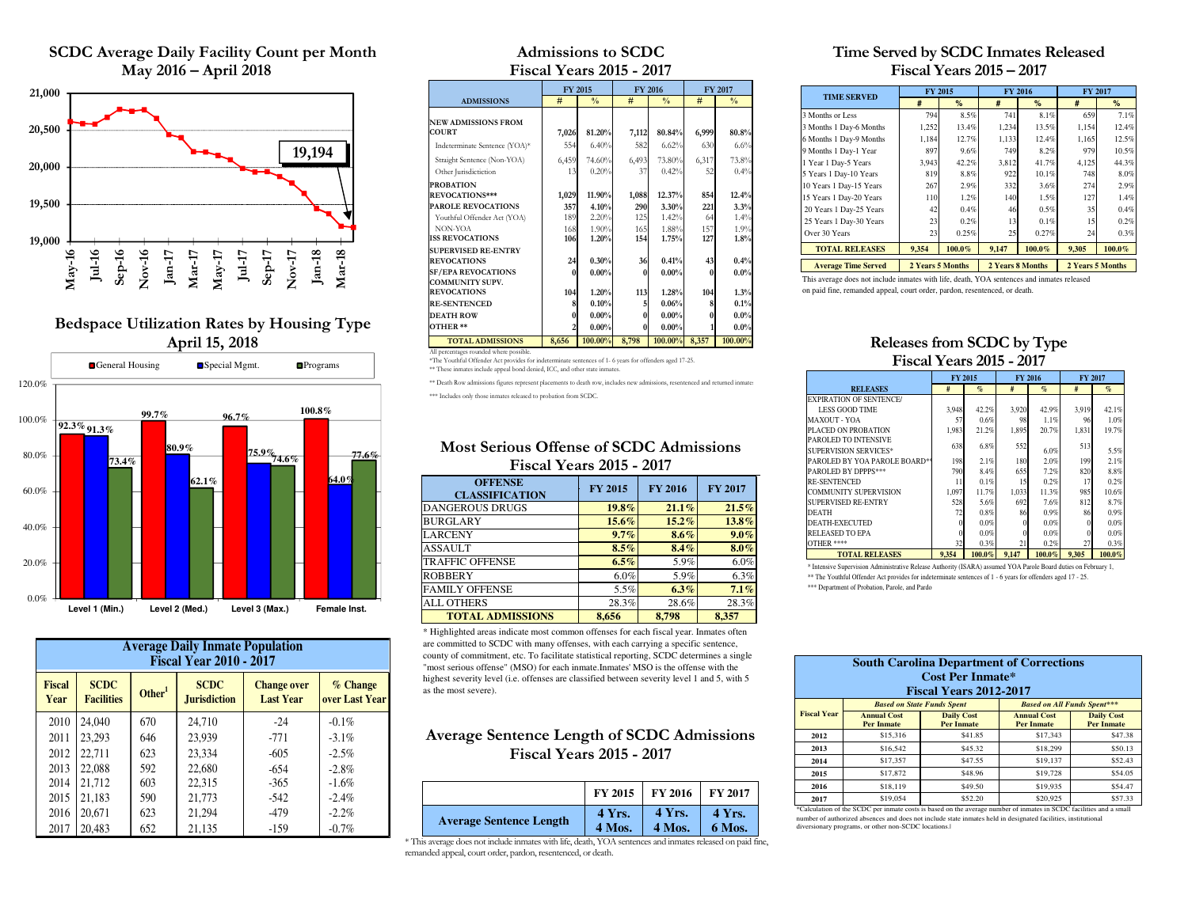## SCDC Average Daily Facility Count per Month May 2016 – April 2018

21,000
20,500
20,000
19,500
19,000

19,194

May-16
Jul-16
Sep-16
Nov-16
Jan-17
Mar-17
May-17
Jul-17
Sep-17
Nov-17
Jan-18
Mar-18

## Bedspace Utilization Rates by Housing Type April 15, 2018

General Housing
Special Mgmt.
Programs

120.0%
100.0%
80.0%
60.0%
40.0%
20.0%
0.0%

92.3% 91.3% 73.4%
99.7% 80.9% 62.1%
96.7% 75.9% 74.6%
100.8% 64.0% 77.6%

Level 1 (Min.)
Level 2 (Med.)
Level 3 (Max.)
Female Inst.

## Average Daily Inmate Population Fiscal Year 2010 - 2017

| Fiscal Year | SCDC Facilities | Other[1] | SCDC Jurisdiction | Change over Last Year | % Change over Last Year |
|---|---|---|---|---|---|
| 2010 | 24,040 | 670 | 24,710 | -24 | -0.1% |
| 2011 | 23,293 | 646 | 23,939 | -771 | -3.1% |
| 2012 | 22,711 | 623 | 23,334 | -605 | -2.5% |
| 2013 | 22,088 | 592 | 22,680 | -654 | -2.8% |
| 2014 | 21,712 | 603 | 22,315 | -365 | -1.6% |
| 2015 | 21,183 | 590 | 21,773 | -542 | -2.4% |
| 2016 | 20,671 | 623 | 21,294 | -479 | -2.2% |
| 2017 | 20,483 | 652 | 21,135 | -159 | -0.7% |

## Admissions to SCDC Fiscal Years 2015 - 2017

| ADMISSIONS | FY 2015 | | FY 2016 | | FY 2017 | |
|---|---|---|---|---|---|---|
| | # | % | # | % | # | % |
| **NEW ADMISSIONS FROM COURT** | **7,026** | **81.20%** | **7,112** | **80.84%** | **6,999** | **80.8%** |
| Indeterminate Sentence (YOA)* | 554 | 6.40% | 582 | 6.62% | 630 | 6.6% |
| Straight Sentence (Non-YOA) | 6,459 | 74.60% | 6,493 | 73.80% | 6,317 | 73.8% |
| Other Jurisdictiction | 13 | 0.20% | 37 | 0.42% | 52 | 0.4% |
| **PROBATION REVOCATIONS*** ** | **1,029** | **11.90%** | **1,088** | **12.37%** | **854** | **12.4%** |
| **PAROLE REVOCATIONS** | **357** | **4.10%** | **290** | **3.30%** | **221** | **3.3%** |
| Youthful Offender Act (YOA) | 189 | 2.20% | 125 | 1.42% | 64 | 1.4% |
| NON-YOA | 168 | 1.90% | 165 | 1.88% | 157 | 1.9% |
| **ISS REVOCATIONS** | **106** | **1.20%** | **154** | **1.75%** | **127** | **1.8%** |
| **SUPERVISED RE-ENTRY REVOCATIONS** | **24** | **0.30%** | **36** | **0.41%** | **43** | **0.4%** |
| **SF/EPA REVOCATIONS** | **0** | **0.00%** | **0** | **0.00%** | **0** | **0.0%** |
| **COMMUNITY SUPV. REVOCATIONS** | **104** | **1.20%** | **113** | **1.28%** | **104** | **1.3%** |
| **RE-SENTENCED** | **8** | **0.10%** | **5** | **0.06%** | **8** | **0.1%** |
| **DEATH ROW** | **0** | **0.00%** | **0** | **0.00%** | **0** | **0.0%** |
| **OTHER ** ** | **2** | **0.00%** | **0** | **0.00%** | **1** | **0.0%** |
| **TOTAL ADMISSIONS** | **8,656** | **100.00%** | **8,798** | **100.00%** | **8,357** | **100.00%** |

All percentages rounded where possible.
*The Youthful Offender Act provides for indeterminate sentences of 1- 6 years for offenders aged 17-25.
** These inmates include appeal bond denied, ICC, and other state inmates.
** Death Row admissions figures represent placements to death row, includes new admissions, resentenced and returned inmates.
*** Includes only those inmates released to probation from SCDC.

## Most Serious Offense of SCDC Admissions Fiscal Years 2015 - 2017

| OFFENSE CLASSIFICATION | FY 2015 | FY 2016 | FY 2017 |
|---|---|---|---|
| DANGEROUS DRUGS | **19.8%** | **21.1%** | **21.5%** |
| BURGLARY | **15.6%** | **15.2%** | **13.8%** |
| LARCENY | **9.7%** | **8.6%** | **9.0%** |
| ASSAULT | **8.5%** | **8.4%** | **8.0%** |
| TRAFFIC OFFENSE | **6.5%** | 5.9% | 6.0% |
| ROBBERY | 6.0% | 5.9% | 6.3% |
| FAMILY OFFENSE | 5.5% | **6.3%** | **7.1%** |
| ALL OTHERS | 28.3% | 28.6% | 28.3% |
| **TOTAL ADMISSIONS** | **8,656** | **8,798** | **8,357** |

* Highlighted areas indicate most common offenses for each fiscal year. Inmates often are committed to SCDC with many offenses, with each carrying a specific sentence, county of commitment, etc. To facilitate statistical reporting, SCDC determines a single "most serious offense" (MSO) for each inmate.Inmates' MSO is the offense with the highest severity level (i.e. offenses are classified between severity level 1 and 5, with 5 as the most severe).

## Average Sentence Length of SCDC Admissions Fiscal Years 2015 - 2017

| | FY 2015 | FY 2016 | FY 2017 |
|---|---|---|---|
| Average Sentence Length | 4 Yrs. 4 Mos. | 4 Yrs. 4 Mos. | 4 Yrs. 6 Mos. |

* This average does not include inmates with life, death, YOA sentences and inmates released on paid fine, remanded appeal, court order, pardon, resentenced, or death.

## Time Served by SCDC Inmates Released Fiscal Years 2015 – 2017

| TIME SERVED | FY 2015 | | FY 2016 | | FY 2017 | |
|---|---|---|---|---|---|---|
| | # | % | # | % | # | % |
| 3 Months or Less | 794 | 8.5% | 741 | 8.1% | 659 | 7.1% |
| 3 Months 1 Day-6 Months | 1,252 | 13.4% | 1,234 | 13.5% | 1,154 | 12.4% |
| 6 Months 1 Day-9 Months | 1,184 | 12.7% | 1,133 | 12.4% | 1,165 | 12.5% |
| 9 Months 1 Day-1 Year | 897 | 9.6% | 749 | 8.2% | 979 | 10.5% |
| 1 Year 1 Day-5 Years | 3,943 | 42.2% | 3,812 | 41.7% | 4,125 | 44.3% |
| 5 Years 1 Day-10 Years | 819 | 8.8% | 922 | 10.1% | 748 | 8.0% |
| 10 Years 1 Day-15 Years | 267 | 2.9% | 332 | 3.6% | 274 | 2.9% |
| 15 Years 1 Day-20 Years | 110 | 1.2% | 140 | 1.5% | 127 | 1.4% |
| 20 Years 1 Day-25 Years | 42 | 0.4% | 46 | 0.5% | 35 | 0.4% |
| 25 Years 1 Day-30 Years | 23 | 0.2% | 13 | 0.1% | 15 | 0.2% |
| Over 30 Years | 23 | 0.25% | 25 | 0.27% | 24 | 0.3% |
| **TOTAL RELEASES** | **9,354** | **100.0%** | **9,147** | **100.0%** | **9,305** | **100.0%** |
| **Average Time Served** | **2 Years 5 Months** | | **2 Years 8 Months** | | **2 Years 5 Months** | |

This average does not include inmates with life, death, YOA sentences and inmates released on paid fine, remanded appeal, court order, pardon, resentenced, or death.

## Releases from SCDC by Type Fiscal Years 2015 - 2017

| RELEASES | FY 2015 | | FY 2016 | | FY 2017 | |
|---|---|---|---|---|---|---|
| | # | % | # | % | # | % |
| EXPIRATION OF SENTENCE/ LESS GOOD TIME | 3,948 | 42.2% | 3,920 | 42.9% | 3,919 | 42.1% |
| MAXOUT - YOA | 57 | 0.6% | 98 | 1.1% | 96 | 1.0% |
| PLACED ON PROBATION | 1,983 | 21.2% | 1,895 | 20.7% | 1,831 | 19.7% |
| PAROLED TO INTENSIVE SUPERVISION SERVICES* | 638 | 6.8% | 552 | 6.0% | 513 | 5.5% |
| PAROLED BY YOA PAROLE BOARD** | 198 | 2.1% | 180 | 2.0% | 199 | 2.1% |
| PAROLED BY DPPPS*** | 790 | 8.4% | 655 | 7.2% | 820 | 8.8% |
| RE-SENTENCED | 11 | 0.1% | 15 | 0.2% | 17 | 0.2% |
| COMMUNITY SUPERVISION | 1,097 | 11.7% | 1,033 | 11.3% | 985 | 10.6% |
| SUPERVISED RE-ENTRY | 528 | 5.6% | 692 | 7.6% | 812 | 8.7% |
| DEATH | 72 | 0.8% | 86 | 0.9% | 86 | 0.9% |
| DEATH-EXECUTED | 0 | 0.0% | 0 | 0.0% | 0 | 0.0% |
| RELEASED TO EPA | 0 | 0.0% | 0 | 0.0% | 0 | 0.0% |
| OTHER **** | 32 | 0.3% | 21 | 0.2% | 27 | 0.3% |
| **TOTAL RELEASES** | **9,354** | **100.0%** | **9,147** | **100.0%** | **9,305** | **100.0%** |

* Intensive Supervision Administrative Release Authority (ISARA) assumed YOA Parole Board duties on February 1.
** The Youthful Offender Act provides for indeterminate sentences of 1 - 6 years for offenders aged 17 - 25.
*** Department of Probation, Parole, and Pardo

## South Carolina Department of Corrections Cost Per Inmate* Fiscal Years 2012-2017

| Fiscal Year | *Based on State Funds Spent* | | *Based on All Funds Spent**** | |
|---|---|---|---|---|
| | Annual Cost Per Inmate | Daily Cost Per Inmate | Annual Cost Per Inmate | Daily Cost Per Inmate |
| **2012** | $15,316 | $41.85 | $17,343 | $47.38 |
| **2013** | $16,542 | $45.32 | $18,299 | $50.13 |
| **2014** | $17,357 | $47.55 | $19,137 | $52.43 |
| **2015** | $17,872 | $48.96 | $19,728 | $54.05 |
| **2016** | $18,119 | $49.50 | $19,935 | $54.47 |
| **2017** | $19,054 | $52.20 | $20,925 | $57.33 |

*Calculation of the SCDC per inmate costs is based on the average number of inmates in SCDC facilities and a small number of authorized absences and does not include state inmates held in designated facilities, institutional diversionary programs, or other non-SCDC locations.